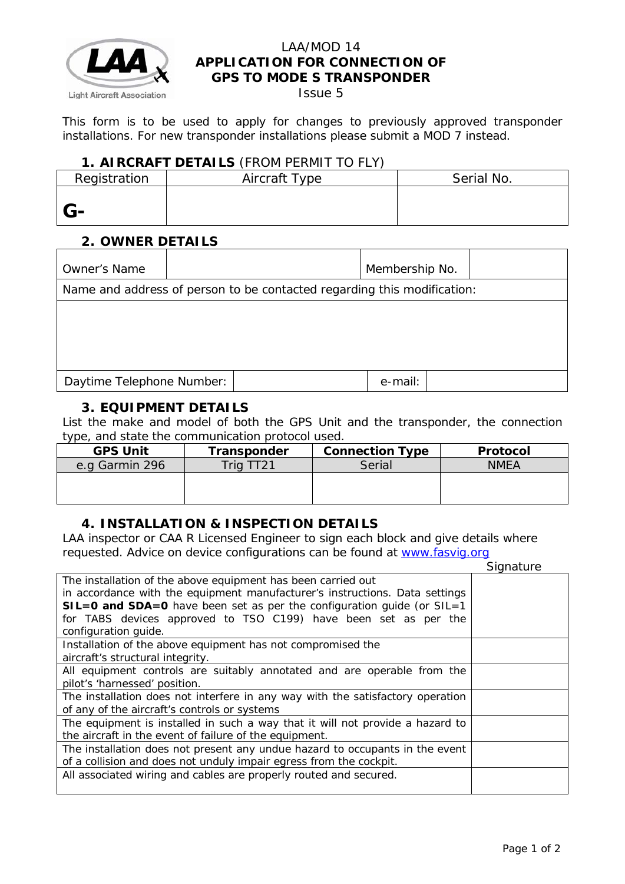# LAA/MOD 14
# APPLICATION FOR CONNECTION OF GPS TO MODE S TRANSPONDER

Issue 5

This form is to be used to apply for changes to previously approved transponder installations. For new transponder installations please submit a MOD 7 instead.

## 1. AIRCRAFT DETAILS (FROM PERMIT TO FLY)

| Registration | Aircraft Type | Serial No. |
|---|---|---|
| G- | | |

## 2. OWNER DETAILS

| Owner's Name | | Membership No. | |
|---|---|---|---|
| Name and address of person to be contacted regarding this modification: | | | |
| | | | |
| Daytime Telephone Number: | | e-mail: | |

## 3. EQUIPMENT DETAILS

List the make and model of both the GPS Unit and the transponder, the connection type, and state the communication protocol used.

| GPS Unit | Transponder | Connection Type | Protocol |
|---|---|---|---|
| e.g Garmin 296 | Trig TT21 | Serial | NMEA |
| | | | |

## 4. INSTALLATION & INSPECTION DETAILS

LAA inspector or CAA R Licensed Engineer to sign each block and give details where requested. Advice on device configurations can be found at www.fasvig.org

| | Signature |
|---|---|
| The installation of the above equipment has been carried out in accordance with the equipment manufacturer's instructions. Data settings **SIL=0 and SDA=0** have been set as per the configuration guide (or SIL=1 for TABS devices approved to TSO C199) have been set as per the configuration guide. | |
| Installation of the above equipment has not compromised the aircraft's structural integrity. | |
| All equipment controls are suitably annotated and are operable from the pilot's 'harnessed' position. | |
| The installation does not interfere in any way with the satisfactory operation of any of the aircraft's controls or systems | |
| The equipment is installed in such a way that it will not provide a hazard to the aircraft in the event of failure of the equipment. | |
| The installation does not present any undue hazard to occupants in the event of a collision and does not unduly impair egress from the cockpit. | |
| All associated wiring and cables are properly routed and secured. | |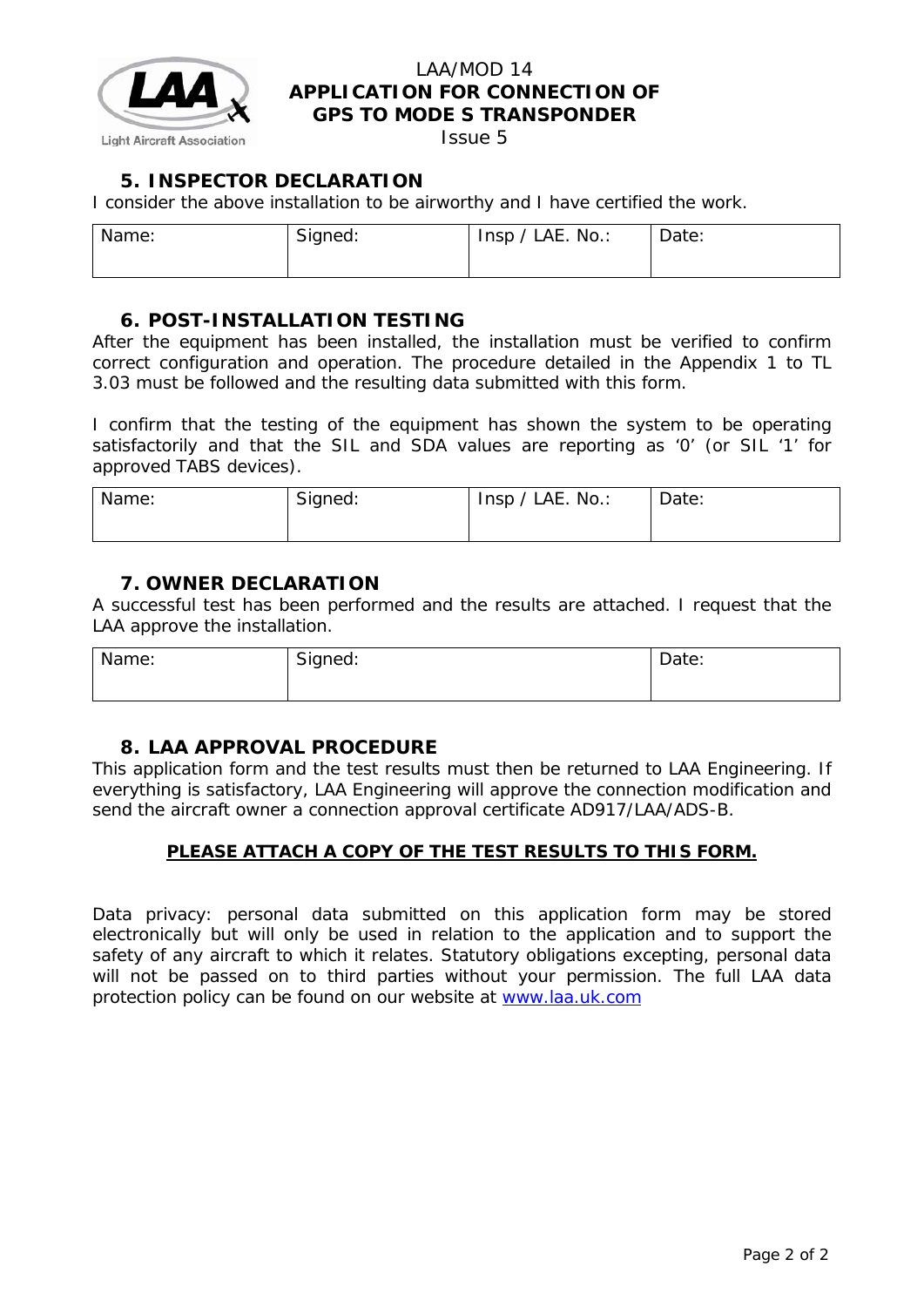### 5. INSPECTOR DECLARATION

I consider the above installation to be airworthy and I have certified the work.

| Name: | Signed: | Insp / LAE. No.: | Date: |
|---|---|---|---|
| | | | |

### 6. POST-INSTALLATION TESTING

After the equipment has been installed, the installation must be verified to confirm correct configuration and operation. The procedure detailed in the Appendix 1 to TL 3.03 must be followed and the resulting data submitted with this form.

I confirm that the testing of the equipment has shown the system to be operating satisfactorily and that the SIL and SDA values are reporting as '0' (or SIL '1' for approved TABS devices).

| Name: | Signed: | Insp / LAE. No.: | Date: |
|---|---|---|---|
| | | | |

### 7. OWNER DECLARATION

A successful test has been performed and the results are attached. I request that the LAA approve the installation.

| Name: | Signed: | Date: |
|---|---|---|
| | | |

### 8. LAA APPROVAL PROCEDURE

This application form and the test results must then be returned to LAA Engineering. If everything is satisfactory, LAA Engineering will approve the connection modification and send the aircraft owner a connection approval certificate AD917/LAA/ADS-B.

**PLEASE ATTACH A COPY OF THE TEST RESULTS TO THIS FORM.**

Data privacy: personal data submitted on this application form may be stored electronically but will only be used in relation to the application and to support the safety of any aircraft to which it relates. Statutory obligations excepting, personal data will not be passed on to third parties without your permission. The full LAA data protection policy can be found on our website at www.laa.uk.com